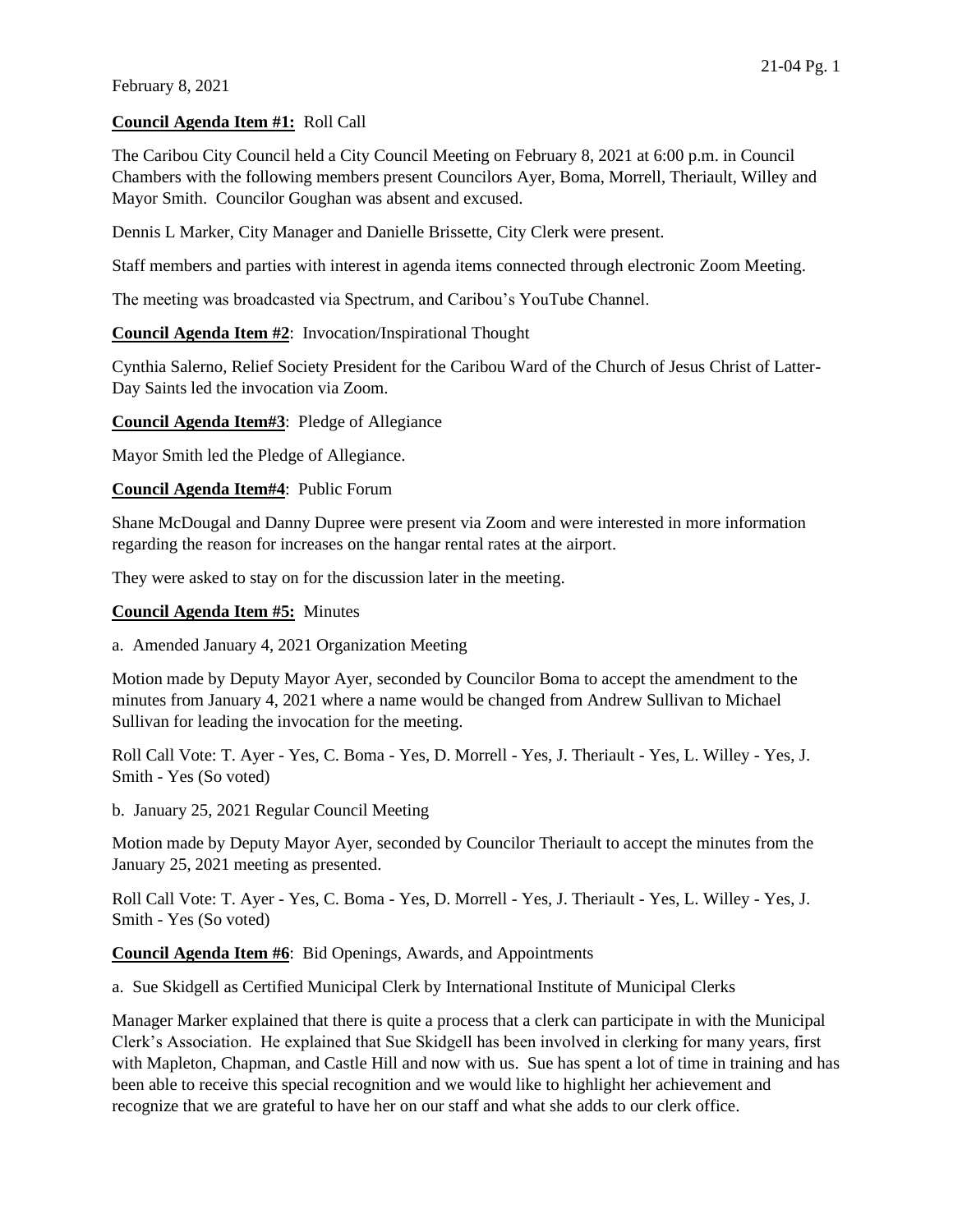February 8, 2021

**Council Agenda Item #1:** Roll Call

The Caribou City Council held a City Council Meeting on February 8, 2021 at 6:00 p.m. in Council Chambers with the following members present Councilors Ayer, Boma, Morrell, Theriault, Willey and Mayor Smith. Councilor Goughan was absent and excused.

Dennis L Marker, City Manager and Danielle Brissette, City Clerk were present.

Staff members and parties with interest in agenda items connected through electronic Zoom Meeting.

The meeting was broadcasted via Spectrum, and Caribou's YouTube Channel.

**Council Agenda Item #2**: Invocation/Inspirational Thought

Cynthia Salerno, Relief Society President for the Caribou Ward of the Church of Jesus Christ of Latter-Day Saints led the invocation via Zoom.

**Council Agenda Item#3**: Pledge of Allegiance

Mayor Smith led the Pledge of Allegiance.

**Council Agenda Item#4**: Public Forum

Shane McDougal and Danny Dupree were present via Zoom and were interested in more information regarding the reason for increases on the hangar rental rates at the airport.

They were asked to stay on for the discussion later in the meeting.

**Council Agenda Item #5:** Minutes

a. Amended January 4, 2021 Organization Meeting

Motion made by Deputy Mayor Ayer, seconded by Councilor Boma to accept the amendment to the minutes from January 4, 2021 where a name would be changed from Andrew Sullivan to Michael Sullivan for leading the invocation for the meeting.

Roll Call Vote: T. Ayer - Yes, C. Boma - Yes, D. Morrell - Yes, J. Theriault - Yes, L. Willey - Yes, J. Smith - Yes (So voted)

b. January 25, 2021 Regular Council Meeting

Motion made by Deputy Mayor Ayer, seconded by Councilor Theriault to accept the minutes from the January 25, 2021 meeting as presented.

Roll Call Vote: T. Ayer - Yes, C. Boma - Yes, D. Morrell - Yes, J. Theriault - Yes, L. Willey - Yes, J. Smith - Yes (So voted)

**Council Agenda Item #6**: Bid Openings, Awards, and Appointments

a. Sue Skidgell as Certified Municipal Clerk by International Institute of Municipal Clerks

Manager Marker explained that there is quite a process that a clerk can participate in with the Municipal Clerk's Association. He explained that Sue Skidgell has been involved in clerking for many years, first with Mapleton, Chapman, and Castle Hill and now with us. Sue has spent a lot of time in training and has been able to receive this special recognition and we would like to highlight her achievement and recognize that we are grateful to have her on our staff and what she adds to our clerk office.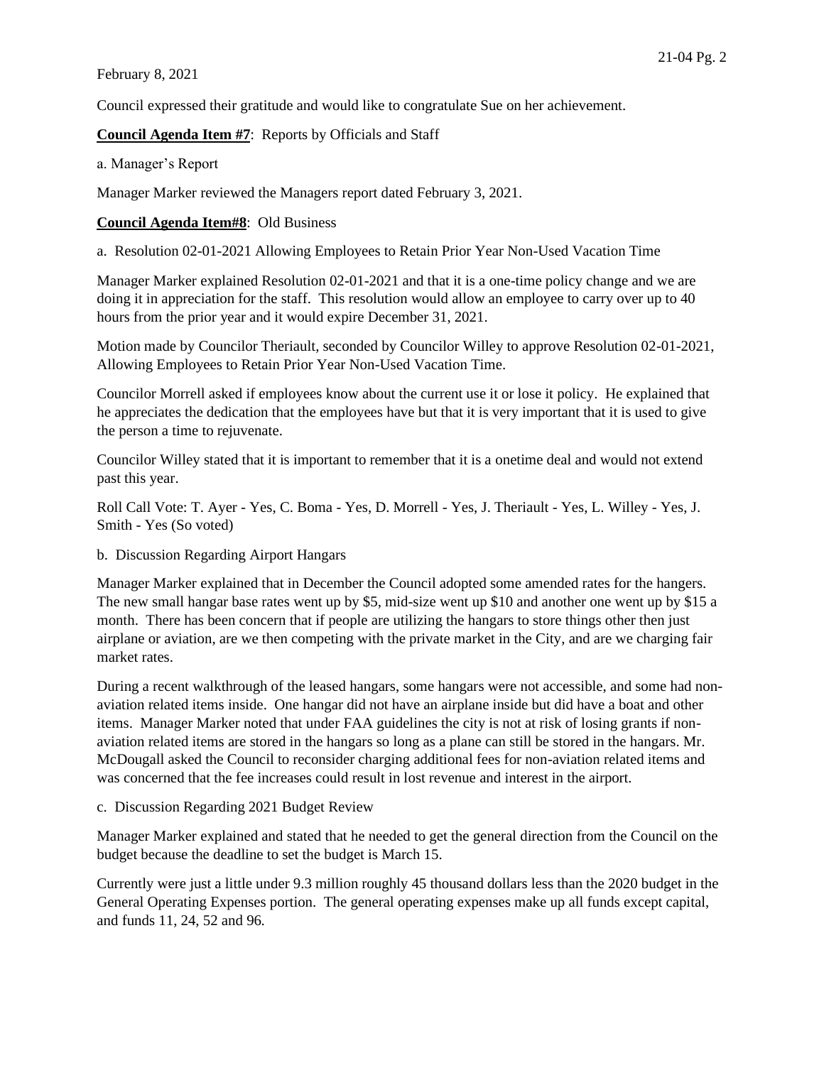February 8, 2021

Council expressed their gratitude and would like to congratulate Sue on her achievement.

**Council Agenda Item #7**: Reports by Officials and Staff

a. Manager's Report

Manager Marker reviewed the Managers report dated February 3, 2021.

**Council Agenda Item#8**: Old Business

a. Resolution 02-01-2021 Allowing Employees to Retain Prior Year Non-Used Vacation Time

Manager Marker explained Resolution 02-01-2021 and that it is a one-time policy change and we are doing it in appreciation for the staff. This resolution would allow an employee to carry over up to 40 hours from the prior year and it would expire December 31, 2021.

Motion made by Councilor Theriault, seconded by Councilor Willey to approve Resolution 02-01-2021, Allowing Employees to Retain Prior Year Non-Used Vacation Time.

Councilor Morrell asked if employees know about the current use it or lose it policy. He explained that he appreciates the dedication that the employees have but that it is very important that it is used to give the person a time to rejuvenate.

Councilor Willey stated that it is important to remember that it is a onetime deal and would not extend past this year.

Roll Call Vote: T. Ayer - Yes, C. Boma - Yes, D. Morrell - Yes, J. Theriault - Yes, L. Willey - Yes, J. Smith - Yes (So voted)

b. Discussion Regarding Airport Hangars

Manager Marker explained that in December the Council adopted some amended rates for the hangers. The new small hangar base rates went up by $5, mid-size went up $10 and another one went up by $15 a month. There has been concern that if people are utilizing the hangars to store things other then just airplane or aviation, are we then competing with the private market in the City, and are we charging fair market rates.

During a recent walkthrough of the leased hangars, some hangars were not accessible, and some had non-aviation related items inside. One hangar did not have an airplane inside but did have a boat and other items. Manager Marker noted that under FAA guidelines the city is not at risk of losing grants if non-aviation related items are stored in the hangars so long as a plane can still be stored in the hangars. Mr. McDougall asked the Council to reconsider charging additional fees for non-aviation related items and was concerned that the fee increases could result in lost revenue and interest in the airport.

c. Discussion Regarding 2021 Budget Review

Manager Marker explained and stated that he needed to get the general direction from the Council on the budget because the deadline to set the budget is March 15.

Currently were just a little under 9.3 million roughly 45 thousand dollars less than the 2020 budget in the General Operating Expenses portion. The general operating expenses make up all funds except capital, and funds 11, 24, 52 and 96.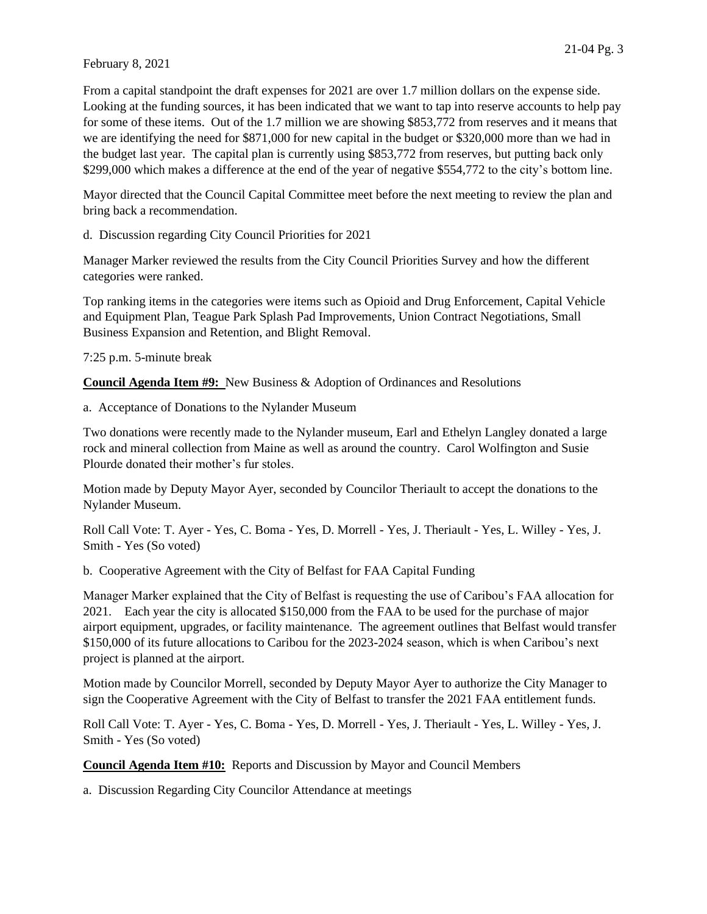February 8, 2021

From a capital standpoint the draft expenses for 2021 are over 1.7 million dollars on the expense side. Looking at the funding sources, it has been indicated that we want to tap into reserve accounts to help pay for some of these items. Out of the 1.7 million we are showing $853,772 from reserves and it means that we are identifying the need for $871,000 for new capital in the budget or $320,000 more than we had in the budget last year. The capital plan is currently using $853,772 from reserves, but putting back only $299,000 which makes a difference at the end of the year of negative $554,772 to the city's bottom line.

Mayor directed that the Council Capital Committee meet before the next meeting to review the plan and bring back a recommendation.

d. Discussion regarding City Council Priorities for 2021

Manager Marker reviewed the results from the City Council Priorities Survey and how the different categories were ranked.

Top ranking items in the categories were items such as Opioid and Drug Enforcement, Capital Vehicle and Equipment Plan, Teague Park Splash Pad Improvements, Union Contract Negotiations, Small Business Expansion and Retention, and Blight Removal.

7:25 p.m. 5-minute break

**Council Agenda Item #9:** New Business & Adoption of Ordinances and Resolutions

a. Acceptance of Donations to the Nylander Museum

Two donations were recently made to the Nylander museum, Earl and Ethelyn Langley donated a large rock and mineral collection from Maine as well as around the country. Carol Wolfington and Susie Plourde donated their mother's fur stoles.

Motion made by Deputy Mayor Ayer, seconded by Councilor Theriault to accept the donations to the Nylander Museum.

Roll Call Vote: T. Ayer - Yes, C. Boma - Yes, D. Morrell - Yes, J. Theriault - Yes, L. Willey - Yes, J. Smith - Yes (So voted)

b. Cooperative Agreement with the City of Belfast for FAA Capital Funding

Manager Marker explained that the City of Belfast is requesting the use of Caribou's FAA allocation for 2021. Each year the city is allocated $150,000 from the FAA to be used for the purchase of major airport equipment, upgrades, or facility maintenance. The agreement outlines that Belfast would transfer $150,000 of its future allocations to Caribou for the 2023-2024 season, which is when Caribou's next project is planned at the airport.

Motion made by Councilor Morrell, seconded by Deputy Mayor Ayer to authorize the City Manager to sign the Cooperative Agreement with the City of Belfast to transfer the 2021 FAA entitlement funds.

Roll Call Vote: T. Ayer - Yes, C. Boma - Yes, D. Morrell - Yes, J. Theriault - Yes, L. Willey - Yes, J. Smith - Yes (So voted)

**Council Agenda Item #10:** Reports and Discussion by Mayor and Council Members

a. Discussion Regarding City Councilor Attendance at meetings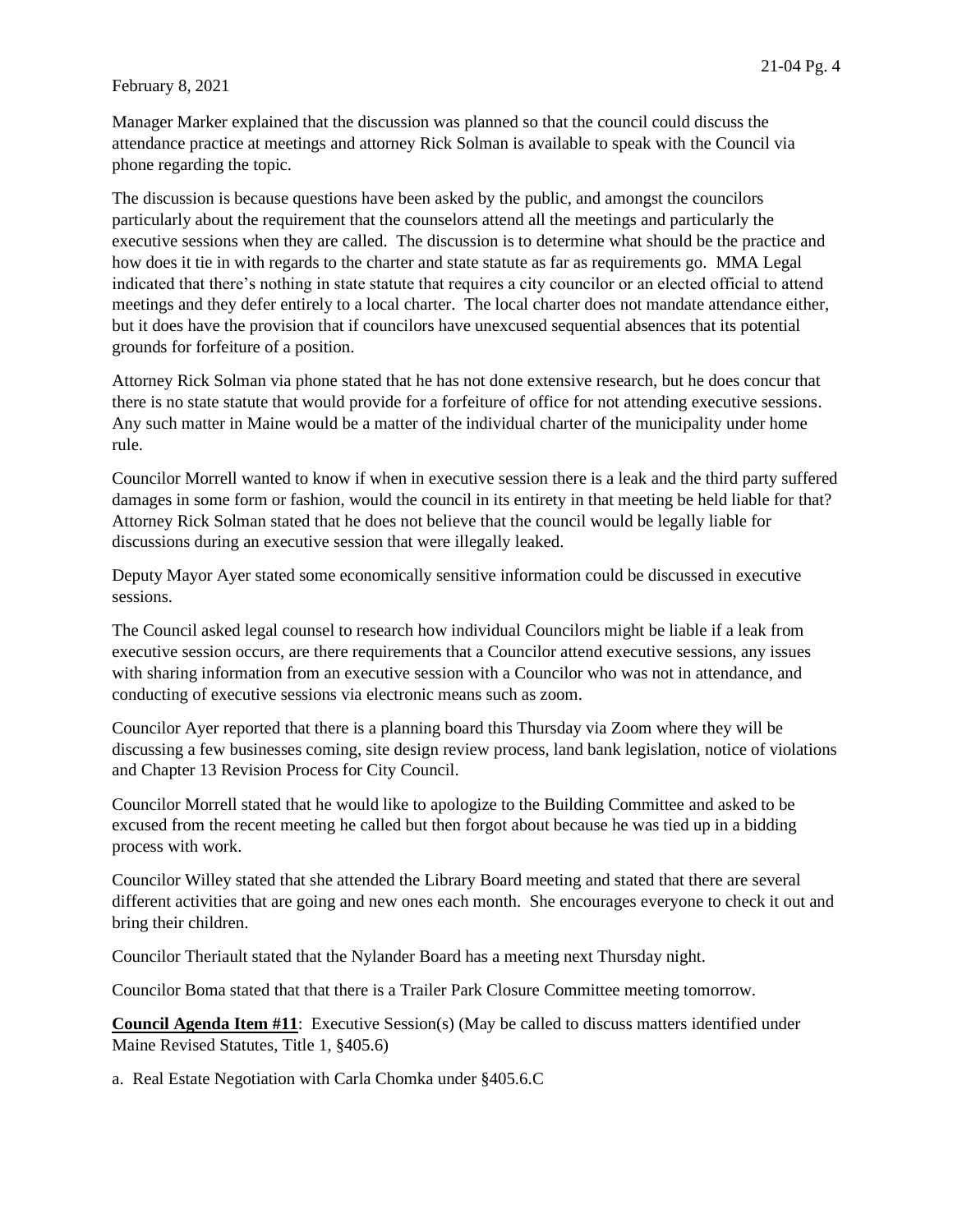February 8, 2021

Manager Marker explained that the discussion was planned so that the council could discuss the attendance practice at meetings and attorney Rick Solman is available to speak with the Council via phone regarding the topic.

The discussion is because questions have been asked by the public, and amongst the councilors particularly about the requirement that the counselors attend all the meetings and particularly the executive sessions when they are called. The discussion is to determine what should be the practice and how does it tie in with regards to the charter and state statute as far as requirements go. MMA Legal indicated that there's nothing in state statute that requires a city councilor or an elected official to attend meetings and they defer entirely to a local charter. The local charter does not mandate attendance either, but it does have the provision that if councilors have unexcused sequential absences that its potential grounds for forfeiture of a position.

Attorney Rick Solman via phone stated that he has not done extensive research, but he does concur that there is no state statute that would provide for a forfeiture of office for not attending executive sessions. Any such matter in Maine would be a matter of the individual charter of the municipality under home rule.

Councilor Morrell wanted to know if when in executive session there is a leak and the third party suffered damages in some form or fashion, would the council in its entirety in that meeting be held liable for that? Attorney Rick Solman stated that he does not believe that the council would be legally liable for discussions during an executive session that were illegally leaked.

Deputy Mayor Ayer stated some economically sensitive information could be discussed in executive sessions.

The Council asked legal counsel to research how individual Councilors might be liable if a leak from executive session occurs, are there requirements that a Councilor attend executive sessions, any issues with sharing information from an executive session with a Councilor who was not in attendance, and conducting of executive sessions via electronic means such as zoom.

Councilor Ayer reported that there is a planning board this Thursday via Zoom where they will be discussing a few businesses coming, site design review process, land bank legislation, notice of violations and Chapter 13 Revision Process for City Council.

Councilor Morrell stated that he would like to apologize to the Building Committee and asked to be excused from the recent meeting he called but then forgot about because he was tied up in a bidding process with work.

Councilor Willey stated that she attended the Library Board meeting and stated that there are several different activities that are going and new ones each month. She encourages everyone to check it out and bring their children.

Councilor Theriault stated that the Nylander Board has a meeting next Thursday night.

Councilor Boma stated that that there is a Trailer Park Closure Committee meeting tomorrow.

**Council Agenda Item #11**: Executive Session(s) (May be called to discuss matters identified under Maine Revised Statutes, Title 1, §405.6)

a. Real Estate Negotiation with Carla Chomka under §405.6.C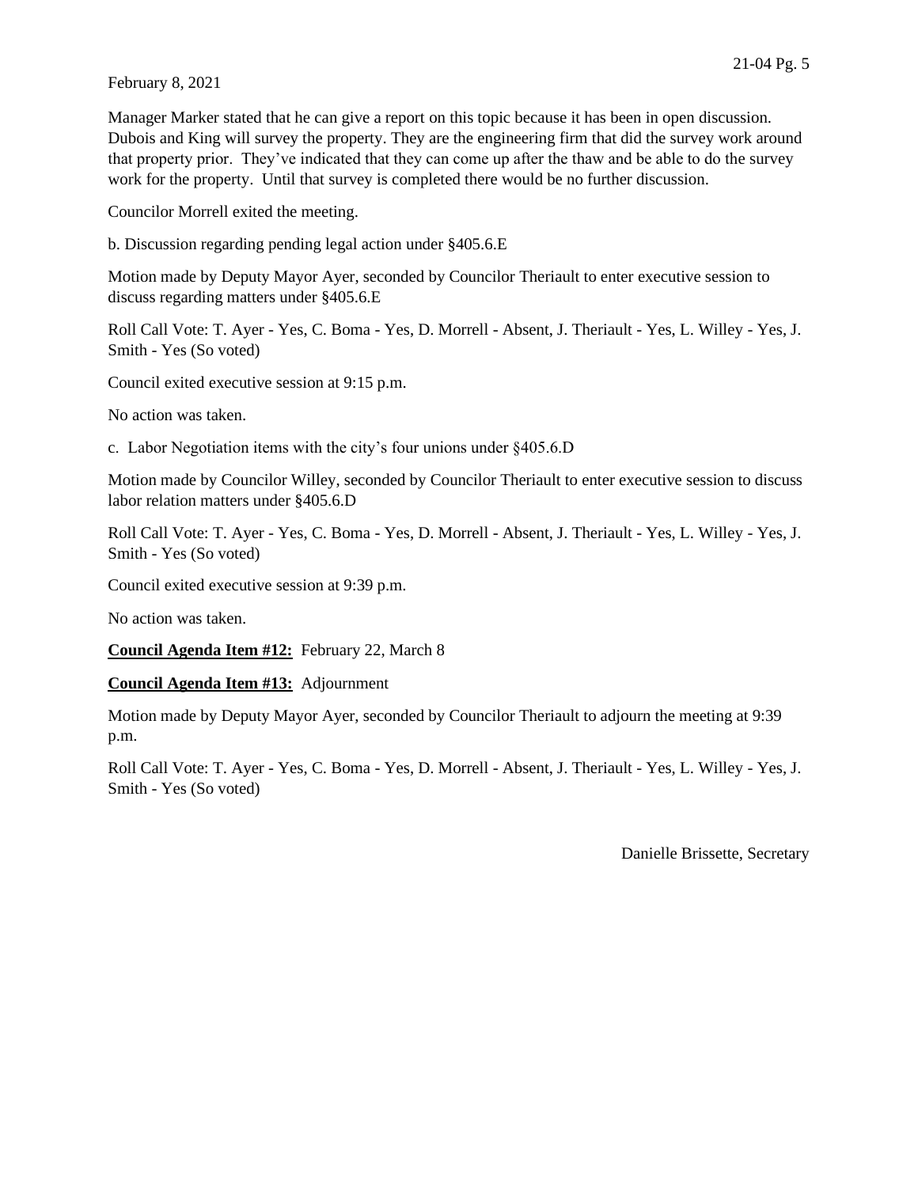February 8, 2021

Manager Marker stated that he can give a report on this topic because it has been in open discussion. Dubois and King will survey the property. They are the engineering firm that did the survey work around that property prior. They've indicated that they can come up after the thaw and be able to do the survey work for the property. Until that survey is completed there would be no further discussion.

Councilor Morrell exited the meeting.

b. Discussion regarding pending legal action under §405.6.E

Motion made by Deputy Mayor Ayer, seconded by Councilor Theriault to enter executive session to discuss regarding matters under §405.6.E

Roll Call Vote: T. Ayer - Yes, C. Boma - Yes, D. Morrell - Absent, J. Theriault - Yes, L. Willey - Yes, J. Smith - Yes (So voted)

Council exited executive session at 9:15 p.m.

No action was taken.

c. Labor Negotiation items with the city's four unions under §405.6.D

Motion made by Councilor Willey, seconded by Councilor Theriault to enter executive session to discuss labor relation matters under §405.6.D

Roll Call Vote: T. Ayer - Yes, C. Boma - Yes, D. Morrell - Absent, J. Theriault - Yes, L. Willey - Yes, J. Smith - Yes (So voted)

Council exited executive session at 9:39 p.m.

No action was taken.

**Council Agenda Item #12:** February 22, March 8

**Council Agenda Item #13:** Adjournment

Motion made by Deputy Mayor Ayer, seconded by Councilor Theriault to adjourn the meeting at 9:39 p.m.

Roll Call Vote: T. Ayer - Yes, C. Boma - Yes, D. Morrell - Absent, J. Theriault - Yes, L. Willey - Yes, J. Smith - Yes (So voted)

Danielle Brissette, Secretary